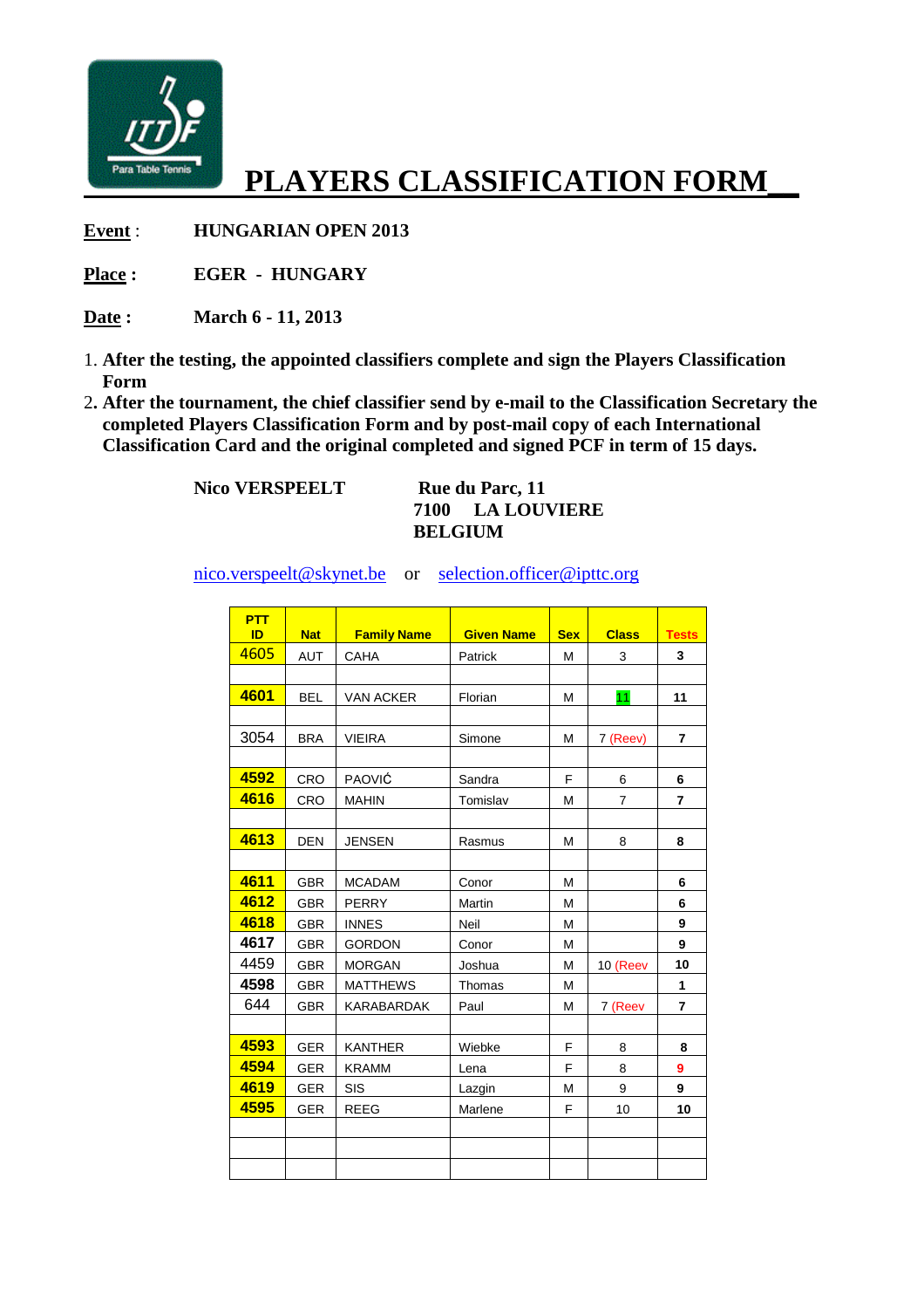# PLAYERS CLASSIFICATION FORM

**Event** : **HUNGARIAN OPEN 2013**

**Place :** **EGER - HUNGARY**

**Date :** **March 6 - 11, 2013**

1. **After the testing, the appointed classifiers complete and sign the Players Classification Form**
2. **After the tournament, the chief classifier send by e-mail to the Classification Secretary the completed Players Classification Form and by post-mail copy of each International Classification Card and the original completed and signed PCF in term of 15 days.**

**Nico VERSPEELT**

**Rue du Parc, 11**
**7100 LA LOUVIERE**
**BELGIUM**

nico.verspeelt@skynet.be or selection.officer@ipttc.org

| PTT ID | Nat | Family Name | Given Name | Sex | Class | Tests |
|---|---|---|---|---|---|---|
| 4605 | AUT | CAHA | Patrick | M | 3 | 3 |
| | | | | | | |
| 4601 | BEL | VAN ACKER | Florian | M | 11 | 11 |
| | | | | | | |
| 3054 | BRA | VIEIRA | Simone | M | 7 (Reev) | 7 |
| | | | | | | |
| 4592 | CRO | PAOVIĆ | Sandra | F | 6 | 6 |
| 4616 | CRO | MAHIN | Tomislav | M | 7 | 7 |
| | | | | | | |
| 4613 | DEN | JENSEN | Rasmus | M | 8 | 8 |
| | | | | | | |
| 4611 | GBR | MCADAM | Conor | M | | 6 |
| 4612 | GBR | PERRY | Martin | M | | 6 |
| 4618 | GBR | INNES | Neil | M | | 9 |
| 4617 | GBR | GORDON | Conor | M | | 9 |
| 4459 | GBR | MORGAN | Joshua | M | 10 (Reev | 10 |
| 4598 | GBR | MATTHEWS | Thomas | M | | 1 |
| 644 | GBR | KARABARDAK | Paul | M | 7 (Reev | 7 |
| | | | | | | |
| 4593 | GER | KANTHER | Wiebke | F | 8 | 8 |
| 4594 | GER | KRAMM | Lena | F | 8 | 9 |
| 4619 | GER | SIS | Lazgin | M | 9 | 9 |
| 4595 | GER | REEG | Marlene | F | 10 | 10 |
| | | | | | | |
| | | | | | | |
| | | | | | | |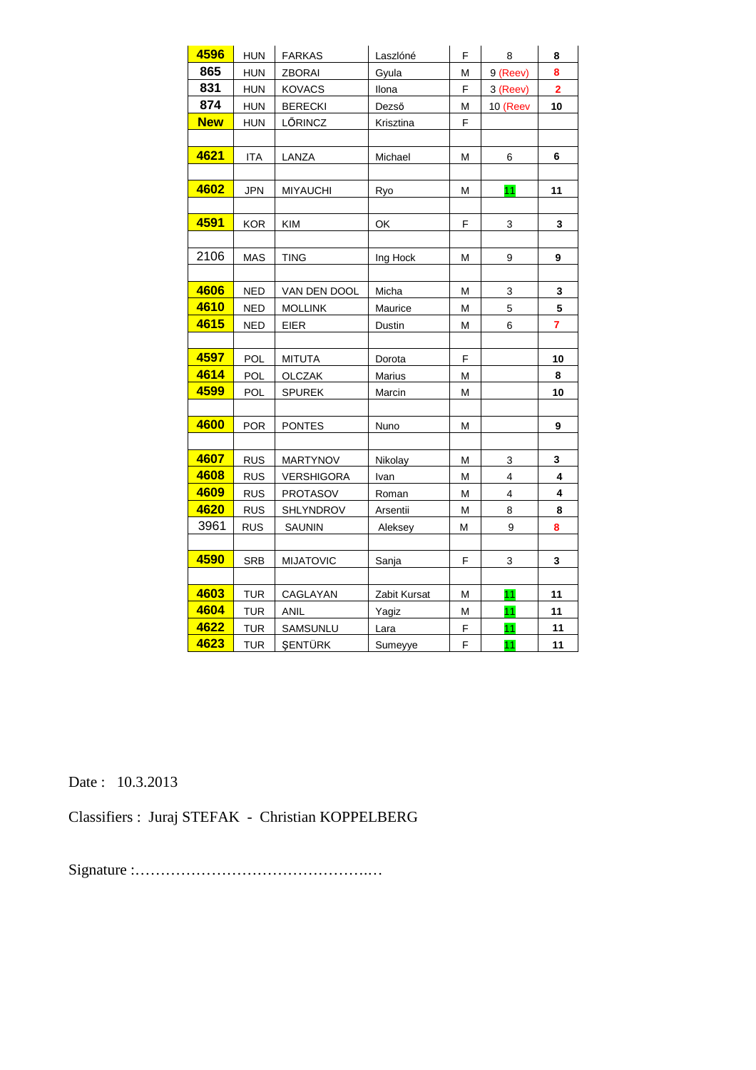| | | | | | | |
|---|---|---|---|---|---|---|
| 4596 | HUN | FARKAS | Laszlóné | F | 8 | 8 |
| 865 | HUN | ZBORAI | Gyula | M | 9 (Reev) | 8 |
| 831 | HUN | KOVACS | Ilona | F | 3 (Reev) | 2 |
| 874 | HUN | BERECKI | Dezső | M | 10 (Reev | 10 |
| New | HUN | LŐRINCZ | Krisztina | F | | |
| | | | | | | |
| 4621 | ITA | LANZA | Michael | M | 6 | 6 |
| | | | | | | |
| 4602 | JPN | MIYAUCHI | Ryo | M | 11 | 11 |
| | | | | | | |
| 4591 | KOR | KIM | OK | F | 3 | 3 |
| | | | | | | |
| 2106 | MAS | TING | Ing Hock | M | 9 | 9 |
| | | | | | | |
| 4606 | NED | VAN DEN DOOL | Micha | M | 3 | 3 |
| 4610 | NED | MOLLINK | Maurice | M | 5 | 5 |
| 4615 | NED | EIER | Dustin | M | 6 | 7 |
| | | | | | | |
| 4597 | POL | MITUTA | Dorota | F | | 10 |
| 4614 | POL | OLCZAK | Marius | M | | 8 |
| 4599 | POL | SPUREK | Marcin | M | | 10 |
| | | | | | | |
| 4600 | POR | PONTES | Nuno | M | | 9 |
| | | | | | | |
| 4607 | RUS | MARTYNOV | Nikolay | M | 3 | 3 |
| 4608 | RUS | VERSHIGORA | Ivan | M | 4 | 4 |
| 4609 | RUS | PROTASOV | Roman | M | 4 | 4 |
| 4620 | RUS | SHLYNDROV | Arsentii | M | 8 | 8 |
| 3961 | RUS | SAUNIN | Aleksey | M | 9 | 8 |
| | | | | | | |
| 4590 | SRB | MIJATOVIC | Sanja | F | 3 | 3 |
| | | | | | | |
| 4603 | TUR | CAGLAYAN | Zabit Kursat | M | 11 | 11 |
| 4604 | TUR | ANIL | Yagiz | M | 11 | 11 |
| 4622 | TUR | SAMSUNLU | Lara | F | 11 | 11 |
| 4623 | TUR | ŞENTÜRK | Sumeyye | F | 11 | 11 |

Date : 10.3.2013

Classifiers : Juraj STEFAK - Christian KOPPELBERG

Signature :…………………………………….…